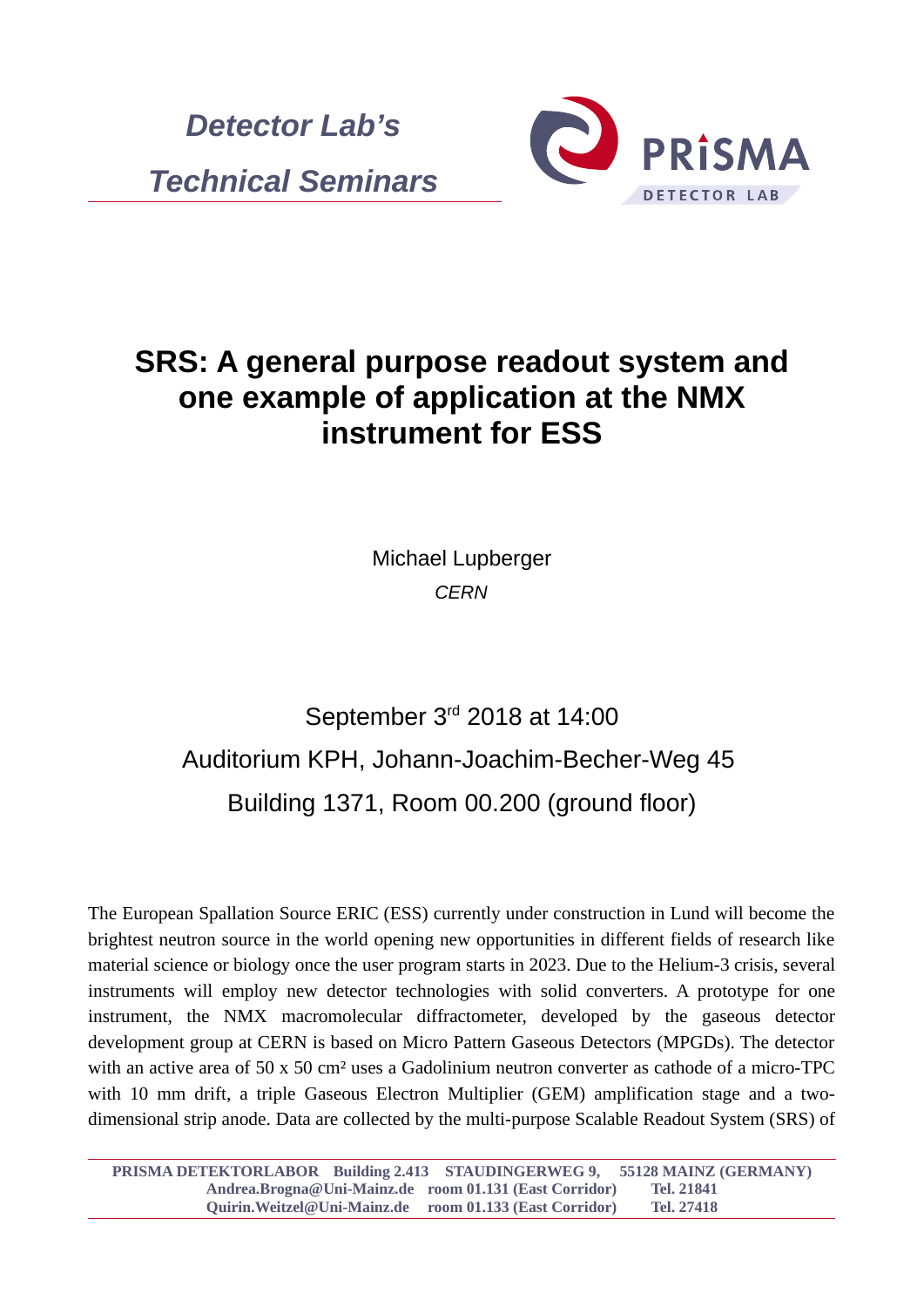*Detector Lab's*

*Technical Seminars*

PRISMA DETECTOR LAB

# SRS: A general purpose readout system and one example of application at the NMX instrument for ESS

Michael Lupberger

*CERN*

September 3rd 2018 at 14:00

Auditorium KPH, Johann-Joachim-Becher-Weg 45

Building 1371, Room 00.200 (ground floor)

The European Spallation Source ERIC (ESS) currently under construction in Lund will become the brightest neutron source in the world opening new opportunities in different fields of research like material science or biology once the user program starts in 2023. Due to the Helium-3 crisis, several instruments will employ new detector technologies with solid converters. A prototype for one instrument, the NMX macromolecular diffractometer, developed by the gaseous detector development group at CERN is based on Micro Pattern Gaseous Detectors (MPGDs). The detector with an active area of 50 x 50 cm² uses a Gadolinium neutron converter as cathode of a micro-TPC with 10 mm drift, a triple Gaseous Electron Multiplier (GEM) amplification stage and a two-dimensional strip anode. Data are collected by the multi-purpose Scalable Readout System (SRS) of

**PRISMA DETEKTORLABOR Building 2.413 STAUDINGERWEG 9, 55128 MAINZ (GERMANY)**
**Andrea.Brogna@Uni-Mainz.de room 01.131 (East Corridor) Tel. 21841**
**Quirin.Weitzel@Uni-Mainz.de room 01.133 (East Corridor) Tel. 27418**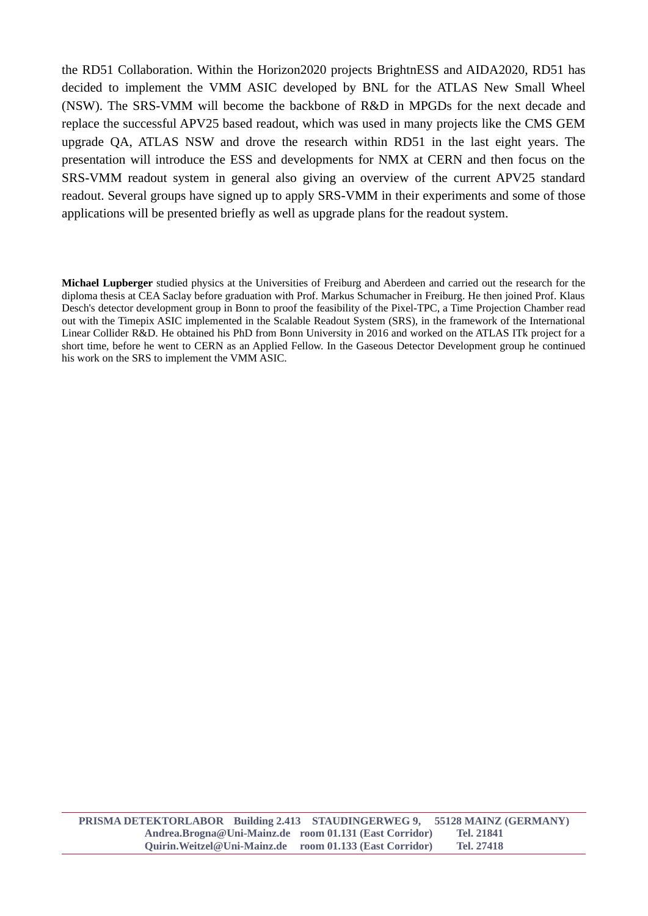the RD51 Collaboration. Within the Horizon2020 projects BrightnESS and AIDA2020, RD51 has decided to implement the VMM ASIC developed by BNL for the ATLAS New Small Wheel (NSW). The SRS-VMM will become the backbone of R&D in MPGDs for the next decade and replace the successful APV25 based readout, which was used in many projects like the CMS GEM upgrade QA, ATLAS NSW and drove the research within RD51 in the last eight years. The presentation will introduce the ESS and developments for NMX at CERN and then focus on the SRS-VMM readout system in general also giving an overview of the current APV25 standard readout. Several groups have signed up to apply SRS-VMM in their experiments and some of those applications will be presented briefly as well as upgrade plans for the readout system.

**Michael Lupberger** studied physics at the Universities of Freiburg and Aberdeen and carried out the research for the diploma thesis at CEA Saclay before graduation with Prof. Markus Schumacher in Freiburg. He then joined Prof. Klaus Desch's detector development group in Bonn to proof the feasibility of the Pixel-TPC, a Time Projection Chamber read out with the Timepix ASIC implemented in the Scalable Readout System (SRS), in the framework of the International Linear Collider R&D. He obtained his PhD from Bonn University in 2016 and worked on the ATLAS ITk project for a short time, before he went to CERN as an Applied Fellow. In the Gaseous Detector Development group he continued his work on the SRS to implement the VMM ASIC.

**PRISMA DETEKTORLABOR Building 2.413 STAUDINGERWEG 9, 55128 MAINZ (GERMANY)**
**Andrea.Brogna@Uni-Mainz.de room 01.131 (East Corridor) Tel. 21841**
**Quirin.Weitzel@Uni-Mainz.de room 01.133 (East Corridor) Tel. 27418**